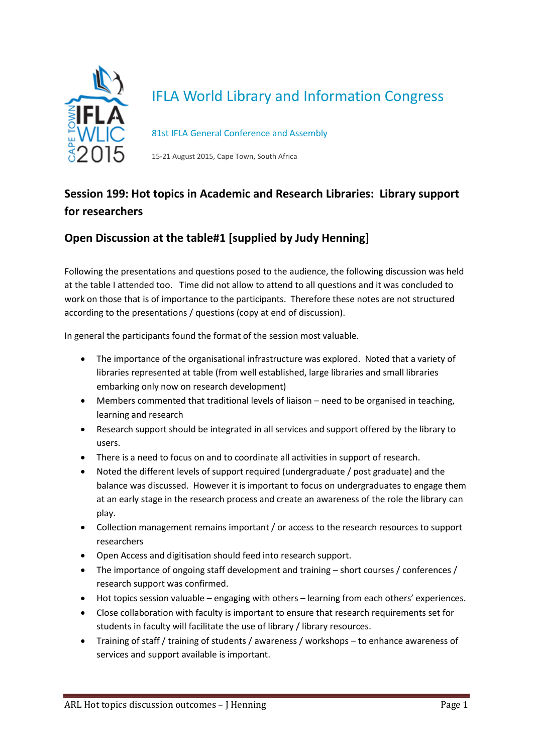# IFLA World Library and Information Congress

81st IFLA General Conference and Assembly

15-21 August 2015, Cape Town, South Africa

## Session 199: Hot topics in Academic and Research Libraries: Library support for researchers

## Open Discussion at the table#1 [supplied by Judy Henning]

Following the presentations and questions posed to the audience, the following discussion was held at the table I attended too. Time did not allow to attend to all questions and it was concluded to work on those that is of importance to the participants. Therefore these notes are not structured according to the presentations / questions (copy at end of discussion).

In general the participants found the format of the session most valuable.

- The importance of the organisational infrastructure was explored. Noted that a variety of libraries represented at table (from well established, large libraries and small libraries embarking only now on research development)
- Members commented that traditional levels of liaison – need to be organised in teaching, learning and research
- Research support should be integrated in all services and support offered by the library to users.
- There is a need to focus on and to coordinate all activities in support of research.
- Noted the different levels of support required (undergraduate / post graduate) and the balance was discussed. However it is important to focus on undergraduates to engage them at an early stage in the research process and create an awareness of the role the library can play.
- Collection management remains important / or access to the research resources to support researchers
- Open Access and digitisation should feed into research support.
- The importance of ongoing staff development and training – short courses / conferences / research support was confirmed.
- Hot topics session valuable – engaging with others – learning from each others' experiences.
- Close collaboration with faculty is important to ensure that research requirements set for students in faculty will facilitate the use of library / library resources.
- Training of staff / training of students / awareness / workshops – to enhance awareness of services and support available is important.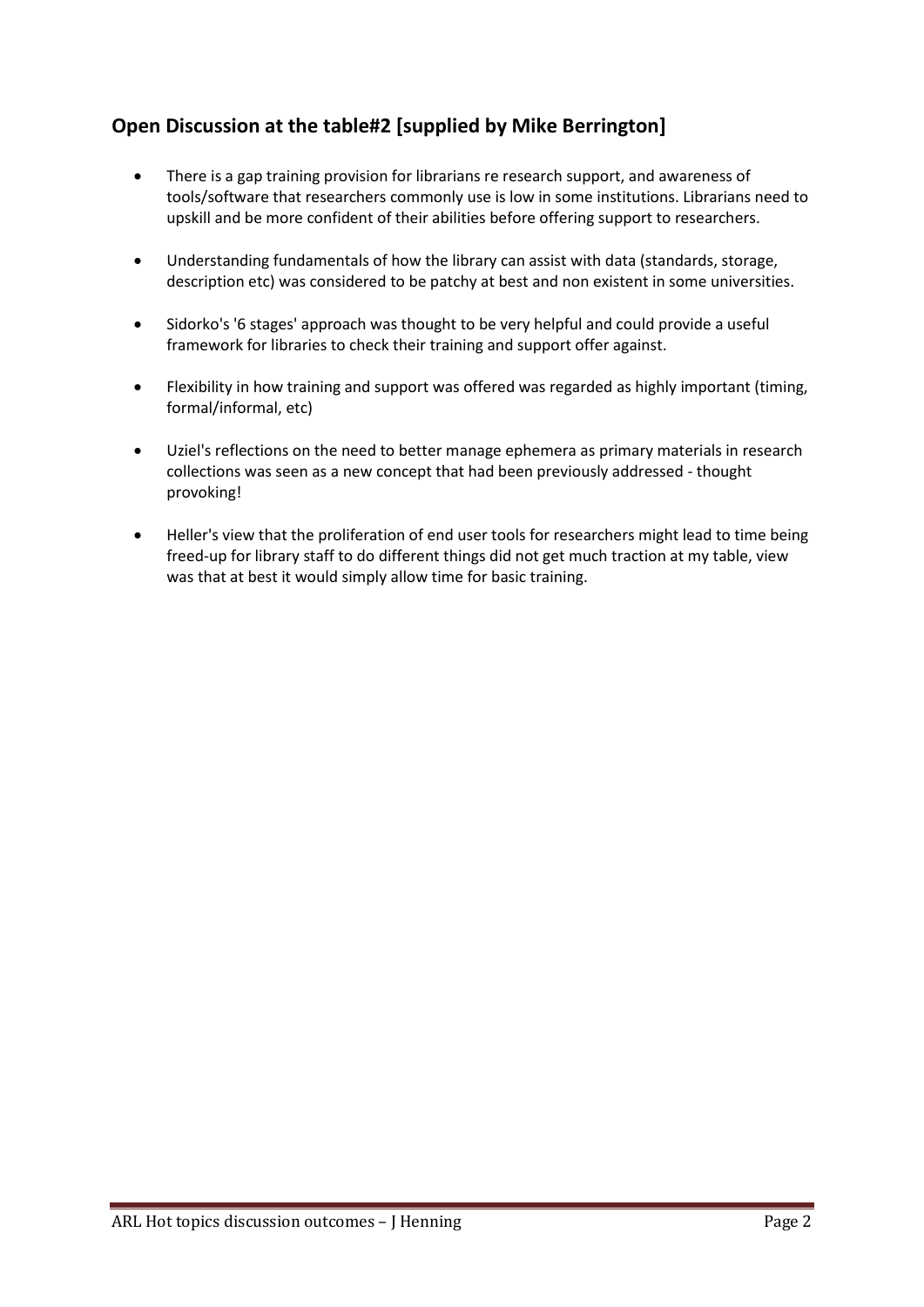## Open Discussion at the table#2 [supplied by Mike Berrington]

- There is a gap training provision for librarians re research support, and awareness of tools/software that researchers commonly use is low in some institutions. Librarians need to upskill and be more confident of their abilities before offering support to researchers.
- Understanding fundamentals of how the library can assist with data (standards, storage, description etc) was considered to be patchy at best and non existent in some universities.
- Sidorko's '6 stages' approach was thought to be very helpful and could provide a useful framework for libraries to check their training and support offer against.
- Flexibility in how training and support was offered was regarded as highly important (timing, formal/informal, etc)
- Uziel's reflections on the need to better manage ephemera as primary materials in research collections was seen as a new concept that had been previously addressed - thought provoking!
- Heller's view that the proliferation of end user tools for researchers might lead to time being freed-up for library staff to do different things did not get much traction at my table, view was that at best it would simply allow time for basic training.